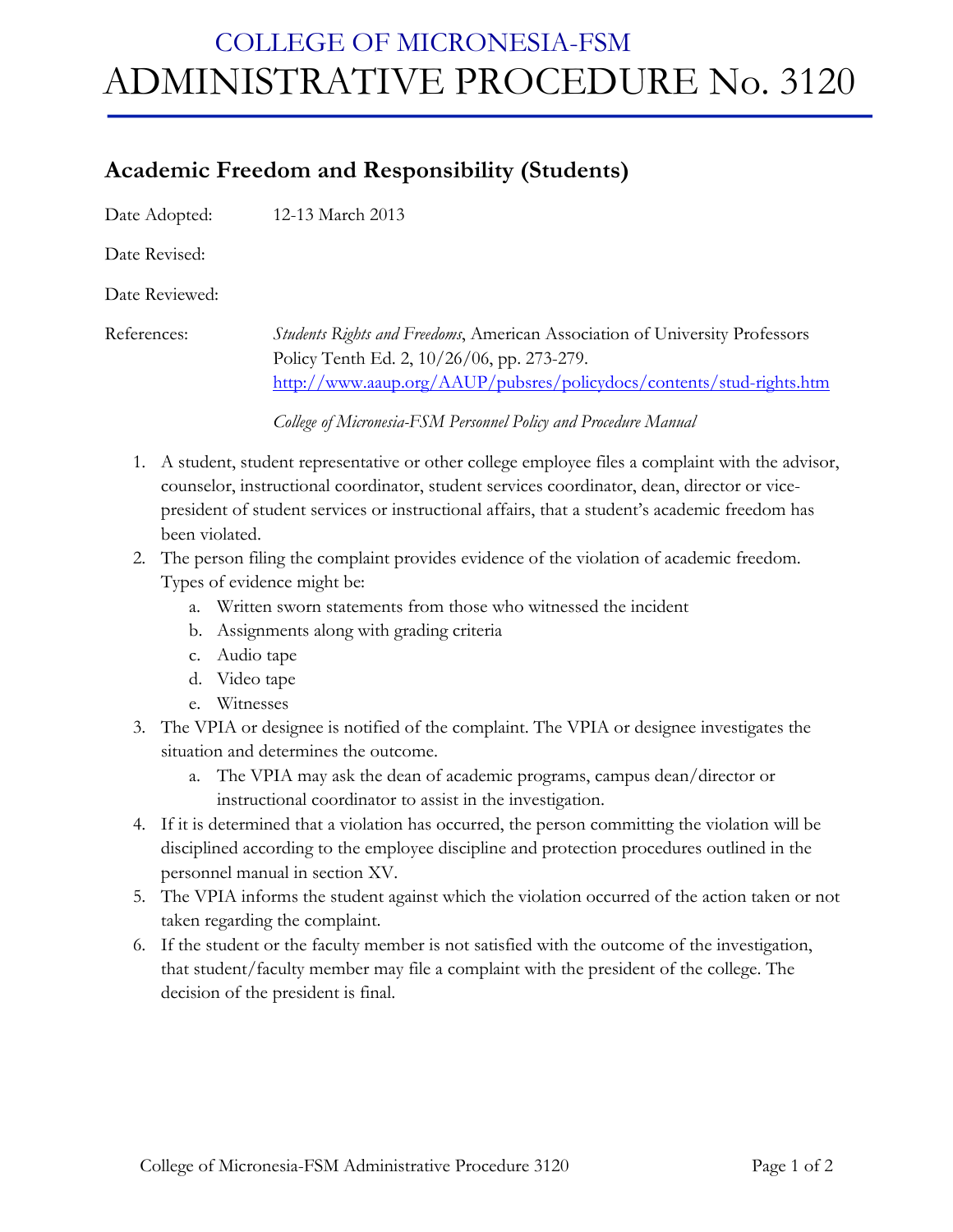# COLLEGE OF MICRONESIA-FSM

# ADMINISTRATIVE PROCEDURE No. 3120

## Academic Freedom and Responsibility (Students)

Date Adopted: 12-13 March 2013

Date Revised:

Date Reviewed:

References: *Students Rights and Freedoms*, American Association of University Professors Policy Tenth Ed. 2, 10/26/06, pp. 273-279. http://www.aaup.org/AAUP/pubsres/policydocs/contents/stud-rights.htm

*College of Micronesia-FSM Personnel Policy and Procedure Manual*

1. A student, student representative or other college employee files a complaint with the advisor, counselor, instructional coordinator, student services coordinator, dean, director or vice-president of student services or instructional affairs, that a student's academic freedom has been violated.
2. The person filing the complaint provides evidence of the violation of academic freedom. Types of evidence might be:
   a. Written sworn statements from those who witnessed the incident
   b. Assignments along with grading criteria
   c. Audio tape
   d. Video tape
   e. Witnesses
3. The VPIA or designee is notified of the complaint. The VPIA or designee investigates the situation and determines the outcome.
   a. The VPIA may ask the dean of academic programs, campus dean/director or instructional coordinator to assist in the investigation.
4. If it is determined that a violation has occurred, the person committing the violation will be disciplined according to the employee discipline and protection procedures outlined in the personnel manual in section XV.
5. The VPIA informs the student against which the violation occurred of the action taken or not taken regarding the complaint.
6. If the student or the faculty member is not satisfied with the outcome of the investigation, that student/faculty member may file a complaint with the president of the college. The decision of the president is final.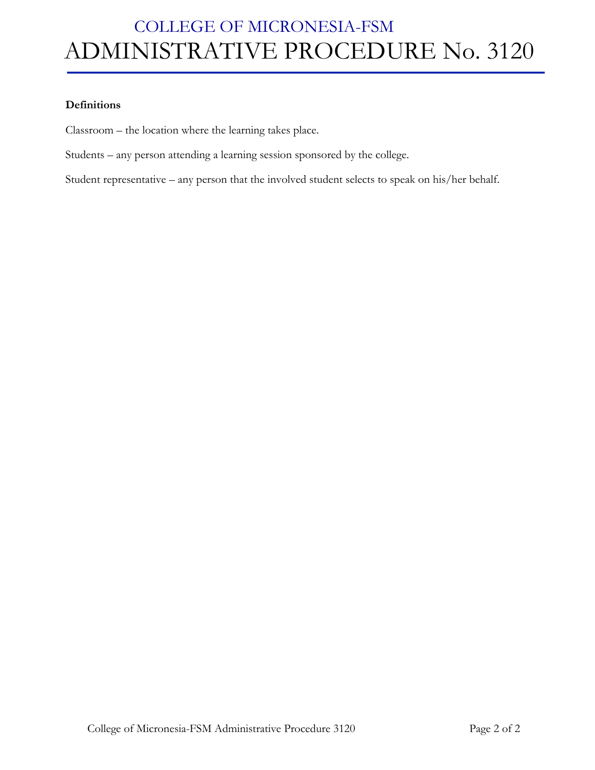**Definitions**

Classroom – the location where the learning takes place.

Students – any person attending a learning session sponsored by the college.

Student representative – any person that the involved student selects to speak on his/her behalf.